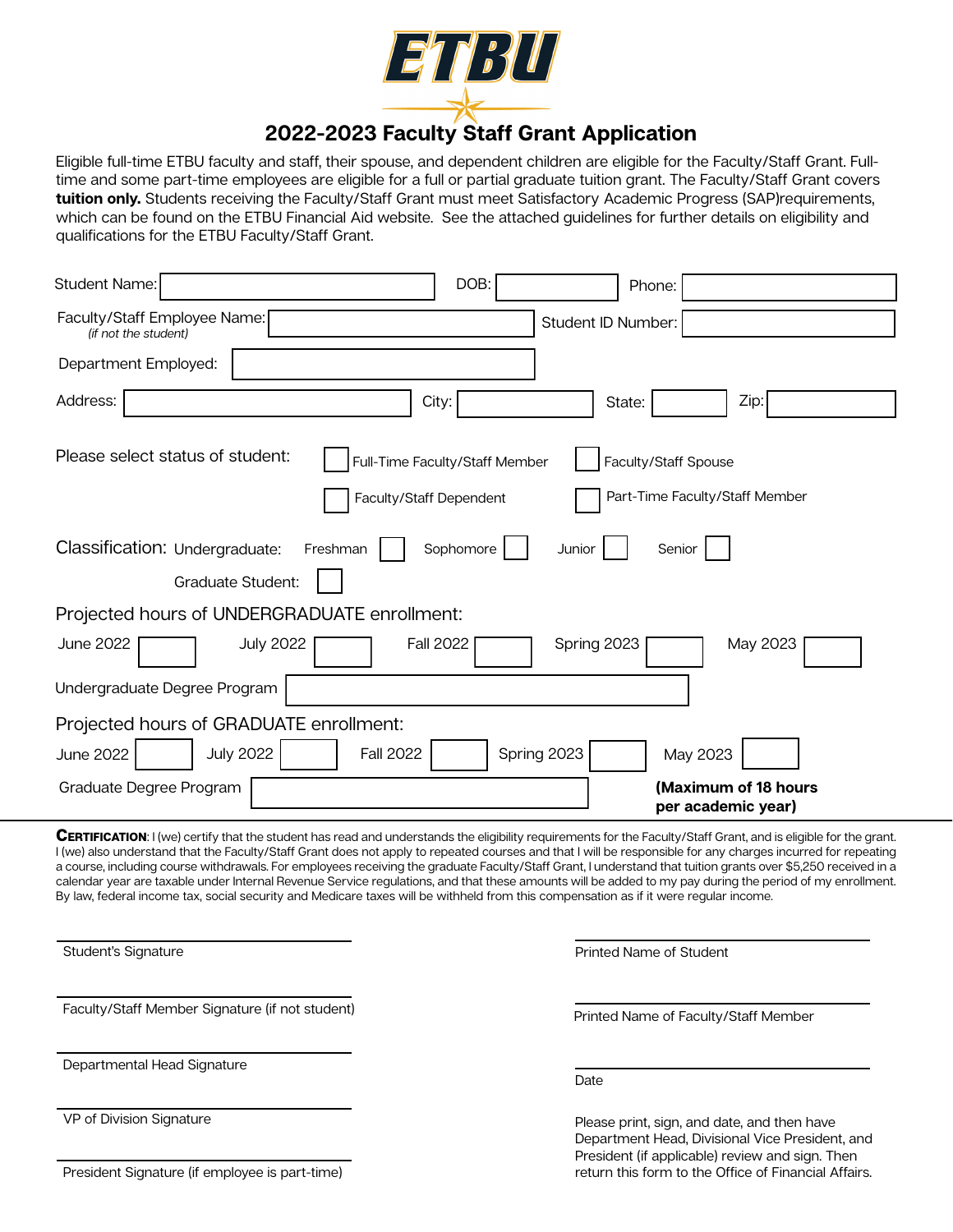# ETBU

## 2022-2023 Faculty Staff Grant Application

Eligible full-time ETBU faculty and staff, their spouse, and dependent children are eligible for the Faculty/Staff Grant. Full-time and some part-time employees are eligible for a full or partial graduate tuition grant. The Faculty/Staff Grant covers **tuition only.** Students receiving the Faculty/Staff Grant must meet Satisfactory Academic Progress (SAP)requirements, which can be found on the ETBU Financial Aid website. See the attached guidelines for further details on eligibility and qualifications for the ETBU Faculty/Staff Grant.

Student Name: ____________ DOB: ____________ Phone: ____________

Faculty/Staff Employee Name: ____________ Student ID Number: ____________
*(if not the student)*

Department Employed: ____________

Address: ____________ City: ____________ State: ____________ Zip: ____________

Please select status of student:
- ☐ Full-Time Faculty/Staff Member
- ☐ Faculty/Staff Spouse
- ☐ Faculty/Staff Dependent
- ☐ Part-Time Faculty/Staff Member

Classification: Undergraduate: Freshman ☐ Sophomore ☐ Junior ☐ Senior ☐

Graduate Student: ☐

Projected hours of UNDERGRADUATE enrollment:

June 2022 ☐ July 2022 ☐ Fall 2022 ☐ Spring 2023 ☐ May 2023 ☐

Undergraduate Degree Program ____________

Projected hours of GRADUATE enrollment:

June 2022 ☐ July 2022 ☐ Fall 2022 ☐ Spring 2023 ☐ May 2023 ☐

Graduate Degree Program ____________ **(Maximum of 18 hours per academic year)**

**CERTIFICATION**: I (we) certify that the student has read and understands the eligibility requirements for the Faculty/Staff Grant, and is eligible for the grant. I (we) also understand that the Faculty/Staff Grant does not apply to repeated courses and that I will be responsible for any charges incurred for repeating a course, including course withdrawals. For employees receiving the graduate Faculty/Staff Grant, I understand that tuition grants over $5,250 received in a calendar year are taxable under Internal Revenue Service regulations, and that these amounts will be added to my pay during the period of my enrollment. By law, federal income tax, social security and Medicare taxes will be withheld from this compensation as if it were regular income.

____________
Student's Signature

____________
Printed Name of Student

____________
Faculty/Staff Member Signature (if not student)

____________
Printed Name of Faculty/Staff Member

____________
Departmental Head Signature

____________
Date

____________
VP of Division Signature

____________
President Signature (if employee is part-time)

Please print, sign, and date, and then have Department Head, Divisional Vice President, and President (if applicable) review and sign. Then return this form to the Office of Financial Affairs.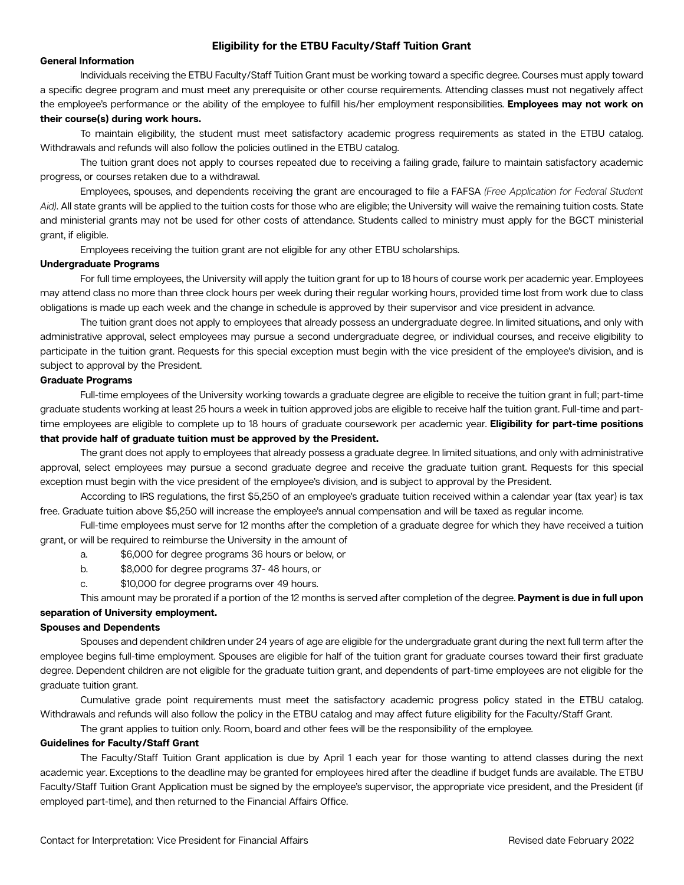# Eligibility for the ETBU Faculty/Staff Tuition Grant

## General Information

Individuals receiving the ETBU Faculty/Staff Tuition Grant must be working toward a specific degree. Courses must apply toward a specific degree program and must meet any prerequisite or other course requirements. Attending classes must not negatively affect the employee's performance or the ability of the employee to fulfill his/her employment responsibilities. **Employees may not work on their course(s) during work hours.**

To maintain eligibility, the student must meet satisfactory academic progress requirements as stated in the ETBU catalog. Withdrawals and refunds will also follow the policies outlined in the ETBU catalog.

The tuition grant does not apply to courses repeated due to receiving a failing grade, failure to maintain satisfactory academic progress, or courses retaken due to a withdrawal.

Employees, spouses, and dependents receiving the grant are encouraged to file a FAFSA *(Free Application for Federal Student Aid)*. All state grants will be applied to the tuition costs for those who are eligible; the University will waive the remaining tuition costs. State and ministerial grants may not be used for other costs of attendance. Students called to ministry must apply for the BGCT ministerial grant, if eligible.

Employees receiving the tuition grant are not eligible for any other ETBU scholarships.

## Undergraduate Programs

For full time employees, the University will apply the tuition grant for up to 18 hours of course work per academic year. Employees may attend class no more than three clock hours per week during their regular working hours, provided time lost from work due to class obligations is made up each week and the change in schedule is approved by their supervisor and vice president in advance.

The tuition grant does not apply to employees that already possess an undergraduate degree. In limited situations, and only with administrative approval, select employees may pursue a second undergraduate degree, or individual courses, and receive eligibility to participate in the tuition grant. Requests for this special exception must begin with the vice president of the employee's division, and is subject to approval by the President.

## Graduate Programs

Full-time employees of the University working towards a graduate degree are eligible to receive the tuition grant in full; part-time graduate students working at least 25 hours a week in tuition approved jobs are eligible to receive half the tuition grant. Full-time and part-time employees are eligible to complete up to 18 hours of graduate coursework per academic year. **Eligibility for part-time positions that provide half of graduate tuition must be approved by the President.**

The grant does not apply to employees that already possess a graduate degree. In limited situations, and only with administrative approval, select employees may pursue a second graduate degree and receive the graduate tuition grant. Requests for this special exception must begin with the vice president of the employee's division, and is subject to approval by the President.

According to IRS regulations, the first $5,250 of an employee's graduate tuition received within a calendar year (tax year) is tax free. Graduate tuition above $5,250 will increase the employee's annual compensation and will be taxed as regular income.

Full-time employees must serve for 12 months after the completion of a graduate degree for which they have received a tuition grant, or will be required to reimburse the University in the amount of

a. $6,000 for degree programs 36 hours or below, or

b. $8,000 for degree programs 37- 48 hours, or

c. $10,000 for degree programs over 49 hours.

This amount may be prorated if a portion of the 12 months is served after completion of the degree. **Payment is due in full upon separation of University employment.**

## Spouses and Dependents

Spouses and dependent children under 24 years of age are eligible for the undergraduate grant during the next full term after the employee begins full-time employment. Spouses are eligible for half of the tuition grant for graduate courses toward their first graduate degree. Dependent children are not eligible for the graduate tuition grant, and dependents of part-time employees are not eligible for the graduate tuition grant.

Cumulative grade point requirements must meet the satisfactory academic progress policy stated in the ETBU catalog. Withdrawals and refunds will also follow the policy in the ETBU catalog and may affect future eligibility for the Faculty/Staff Grant.

The grant applies to tuition only. Room, board and other fees will be the responsibility of the employee.

## Guidelines for Faculty/Staff Grant

The Faculty/Staff Tuition Grant application is due by April 1 each year for those wanting to attend classes during the next academic year. Exceptions to the deadline may be granted for employees hired after the deadline if budget funds are available. The ETBU Faculty/Staff Tuition Grant Application must be signed by the employee's supervisor, the appropriate vice president, and the President (if employed part-time), and then returned to the Financial Affairs Office.

Contact for Interpretation: Vice President for Financial Affairs

Revised date February 2022